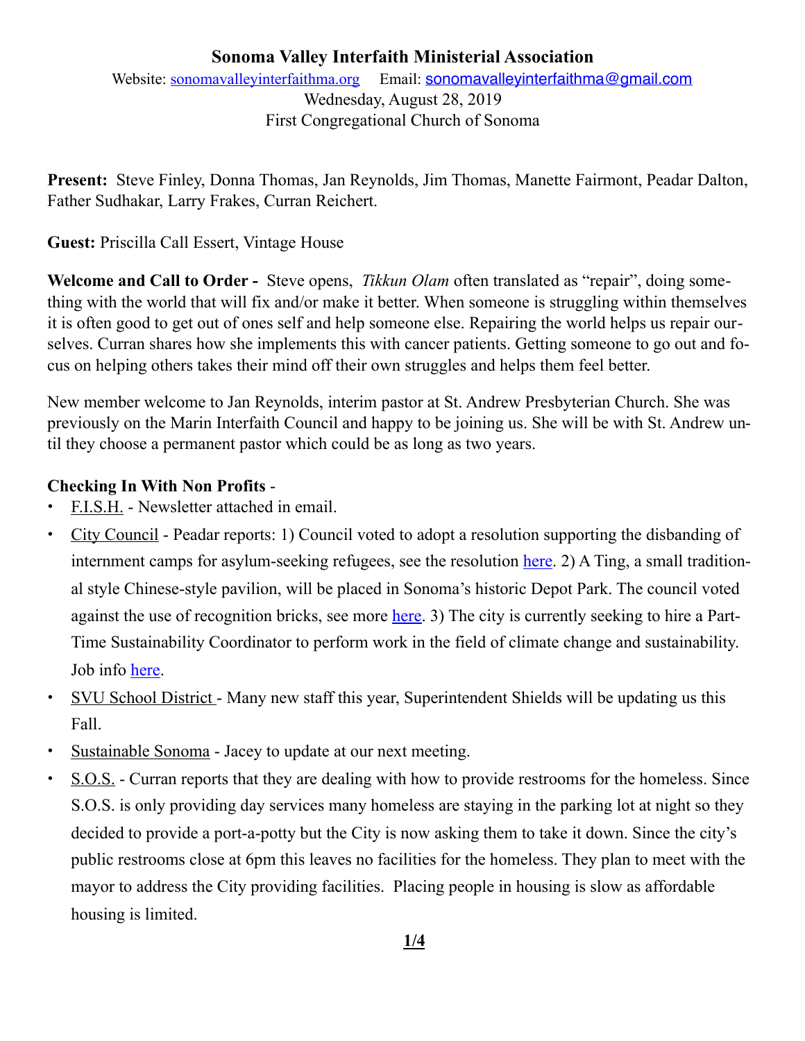# Sonoma Valley Interfaith Ministerial Association

Website: sonomavalleyinterfaithma.org Email: sonomavalleyinterfaithma@gmail.com
Wednesday, August 28, 2019
First Congregational Church of Sonoma

**Present:** Steve Finley, Donna Thomas, Jan Reynolds, Jim Thomas, Manette Fairmont, Peadar Dalton, Father Sudhakar, Larry Frakes, Curran Reichert.

**Guest:** Priscilla Call Essert, Vintage House

**Welcome and Call to Order -** Steve opens, *Tikkun Olam* often translated as "repair", doing something with the world that will fix and/or make it better. When someone is struggling within themselves it is often good to get out of ones self and help someone else. Repairing the world helps us repair ourselves. Curran shares how she implements this with cancer patients. Getting someone to go out and focus on helping others takes their mind off their own struggles and helps them feel better.

New member welcome to Jan Reynolds, interim pastor at St. Andrew Presbyterian Church. She was previously on the Marin Interfaith Council and happy to be joining us. She will be with St. Andrew until they choose a permanent pastor which could be as long as two years.

**Checking In With Non Profits** -

- F.I.S.H. - Newsletter attached in email.
- City Council - Peadar reports: 1) Council voted to adopt a resolution supporting the disbanding of internment camps for asylum-seeking refugees, see the resolution here. 2) A Ting, a small traditional style Chinese-style pavilion, will be placed in Sonoma's historic Depot Park. The council voted against the use of recognition bricks, see more here. 3) The city is currently seeking to hire a Part-Time Sustainability Coordinator to perform work in the field of climate change and sustainability. Job info here.
- SVU School District - Many new staff this year, Superintendent Shields will be updating us this Fall.
- Sustainable Sonoma - Jacey to update at our next meeting.
- S.O.S. - Curran reports that they are dealing with how to provide restrooms for the homeless. Since S.O.S. is only providing day services many homeless are staying in the parking lot at night so they decided to provide a port-a-potty but the City is now asking them to take it down. Since the city's public restrooms close at 6pm this leaves no facilities for the homeless. They plan to meet with the mayor to address the City providing facilities. Placing people in housing is slow as affordable housing is limited.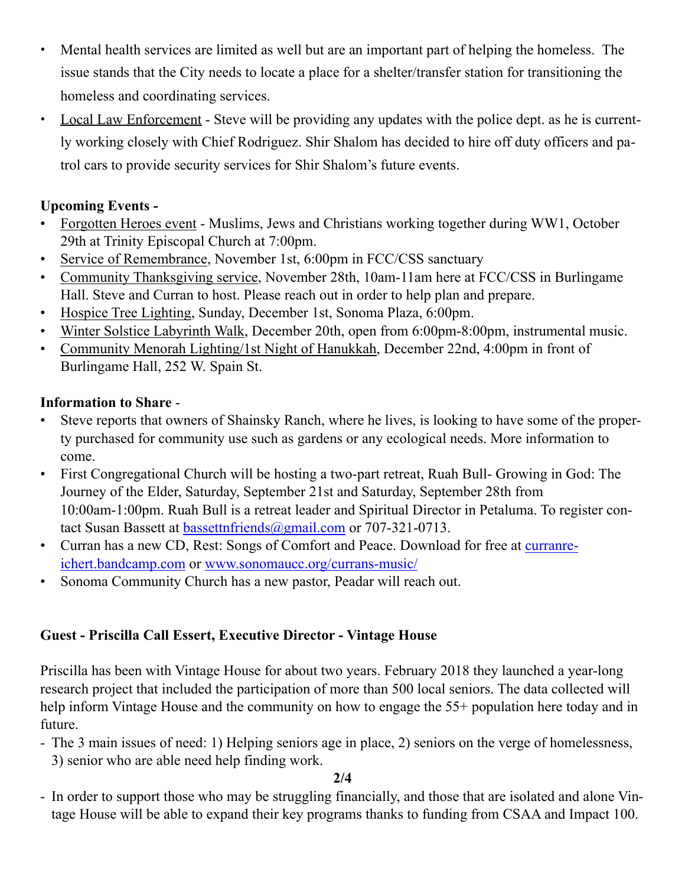- Mental health services are limited as well but are an important part of helping the homeless. The issue stands that the City needs to locate a place for a shelter/transfer station for transitioning the homeless and coordinating services.
- Local Law Enforcement - Steve will be providing any updates with the police dept. as he is currently working closely with Chief Rodriguez. Shir Shalom has decided to hire off duty officers and patrol cars to provide security services for Shir Shalom's future events.

**Upcoming Events -**

- Forgotten Heroes event - Muslims, Jews and Christians working together during WW1, October 29th at Trinity Episcopal Church at 7:00pm.
- Service of Remembrance, November 1st, 6:00pm in FCC/CSS sanctuary
- Community Thanksgiving service, November 28th, 10am-11am here at FCC/CSS in Burlingame Hall. Steve and Curran to host. Please reach out in order to help plan and prepare.
- Hospice Tree Lighting, Sunday, December 1st, Sonoma Plaza, 6:00pm.
- Winter Solstice Labyrinth Walk, December 20th, open from 6:00pm-8:00pm, instrumental music.
- Community Menorah Lighting/1st Night of Hanukkah, December 22nd, 4:00pm in front of Burlingame Hall, 252 W. Spain St.

**Information to Share** -

- Steve reports that owners of Shainsky Ranch, where he lives, is looking to have some of the property purchased for community use such as gardens or any ecological needs. More information to come.
- First Congregational Church will be hosting a two-part retreat, Ruah Bull- Growing in God: The Journey of the Elder, Saturday, September 21st and Saturday, September 28th from 10:00am-1:00pm. Ruah Bull is a retreat leader and Spiritual Director in Petaluma. To register contact Susan Bassett at bassettnfriends@gmail.com or 707-321-0713.
- Curran has a new CD, Rest: Songs of Comfort and Peace. Download for free at curranreichert.bandcamp.com or www.sonomaucc.org/currans-music/
- Sonoma Community Church has a new pastor, Peadar will reach out.

**Guest - Priscilla Call Essert, Executive Director - Vintage House**

Priscilla has been with Vintage House for about two years. February 2018 they launched a year-long research project that included the participation of more than 500 local seniors. The data collected will help inform Vintage House and the community on how to engage the 55+ population here today and in future.

- The 3 main issues of need: 1) Helping seniors age in place, 2) seniors on the verge of homelessness, 3) senior who are able need help finding work.
- In order to support those who may be struggling financially, and those that are isolated and alone Vintage House will be able to expand their key programs thanks to funding from CSAA and Impact 100.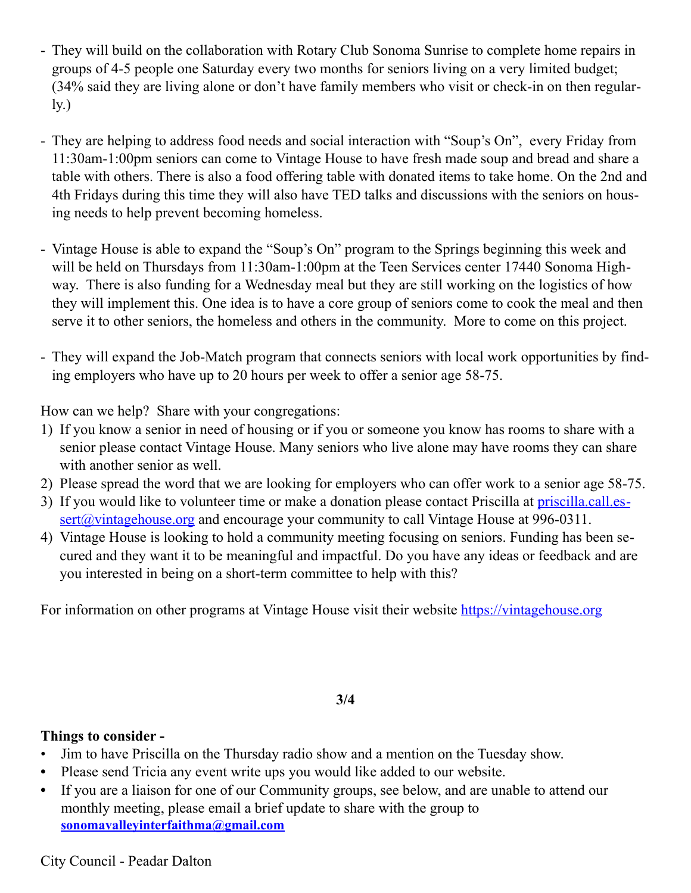- They will build on the collaboration with Rotary Club Sonoma Sunrise to complete home repairs in groups of 4-5 people one Saturday every two months for seniors living on a very limited budget; (34% said they are living alone or don't have family members who visit or check-in on then regularly.)

- They are helping to address food needs and social interaction with "Soup's On", every Friday from 11:30am-1:00pm seniors can come to Vintage House to have fresh made soup and bread and share a table with others. There is also a food offering table with donated items to take home. On the 2nd and 4th Fridays during this time they will also have TED talks and discussions with the seniors on housing needs to help prevent becoming homeless.

- Vintage House is able to expand the "Soup's On" program to the Springs beginning this week and will be held on Thursdays from 11:30am-1:00pm at the Teen Services center 17440 Sonoma Highway. There is also funding for a Wednesday meal but they are still working on the logistics of how they will implement this. One idea is to have a core group of seniors come to cook the meal and then serve it to other seniors, the homeless and others in the community. More to come on this project.

- They will expand the Job-Match program that connects seniors with local work opportunities by finding employers who have up to 20 hours per week to offer a senior age 58-75.

How can we help? Share with your congregations:

1) If you know a senior in need of housing or if you or someone you know has rooms to share with a senior please contact Vintage House. Many seniors who live alone may have rooms they can share with another senior as well.
2) Please spread the word that we are looking for employers who can offer work to a senior age 58-75.
3) If you would like to volunteer time or make a donation please contact Priscilla at priscilla.call.essert@vintagehouse.org and encourage your community to call Vintage House at 996-0311.
4) Vintage House is looking to hold a community meeting focusing on seniors. Funding has been secured and they want it to be meaningful and impactful. Do you have any ideas or feedback and are you interested in being on a short-term committee to help with this?

For information on other programs at Vintage House visit their website https://vintagehouse.org

**Things to consider -**

- Jim to have Priscilla on the Thursday radio show and a mention on the Tuesday show.
- Please send Tricia any event write ups you would like added to our website.
- If you are a liaison for one of our Community groups, see below, and are unable to attend our monthly meeting, please email a brief update to share with the group to **sonomavalleyinterfaithma@gmail.com**

City Council - Peadar Dalton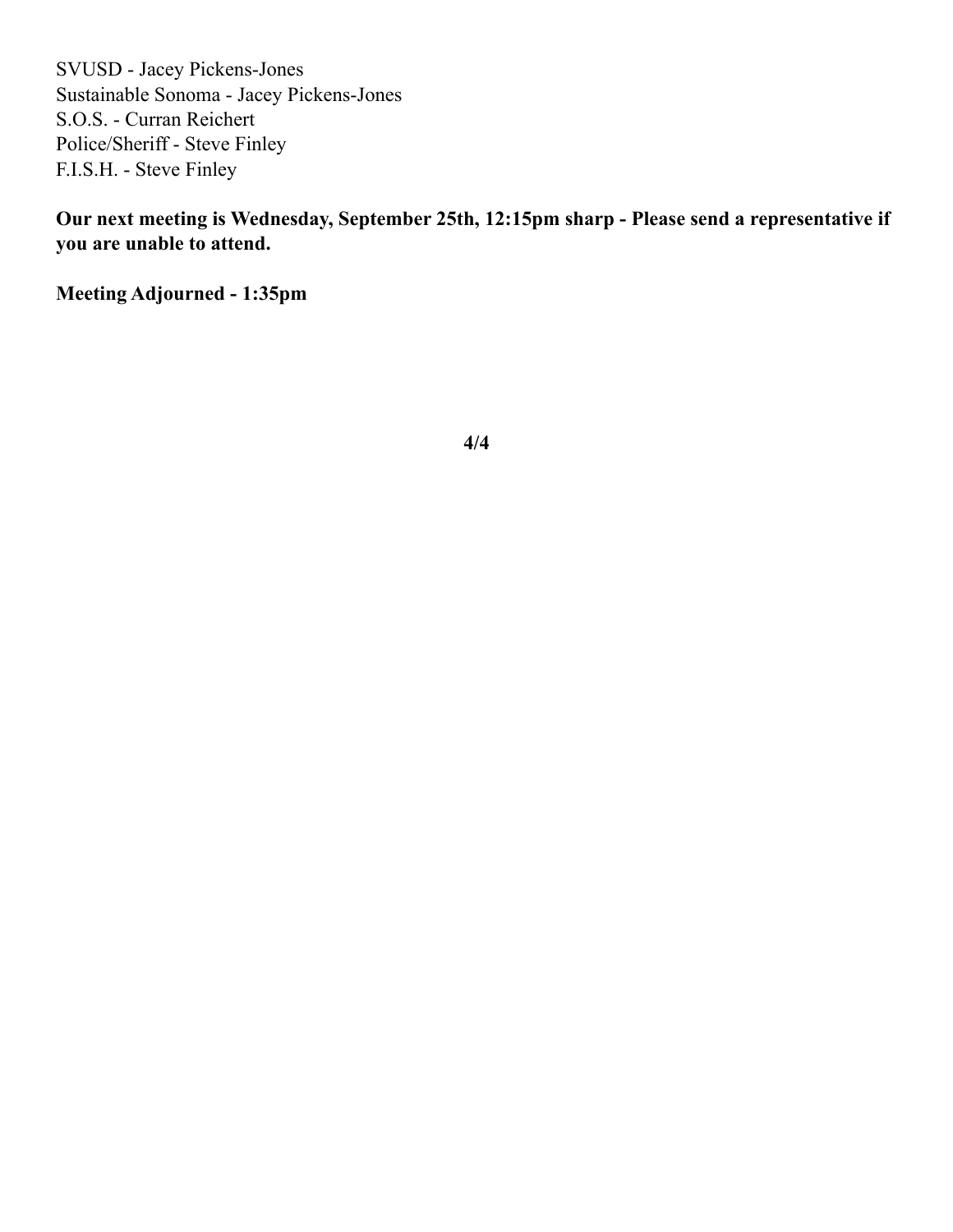SVUSD - Jacey Pickens-Jones
Sustainable Sonoma - Jacey Pickens-Jones
S.O.S. - Curran Reichert
Police/Sheriff - Steve Finley
F.I.S.H. - Steve Finley

**Our next meeting is Wednesday, September 25th, 12:15pm sharp - Please send a representative if you are unable to attend.**

**Meeting Adjourned - 1:35pm**